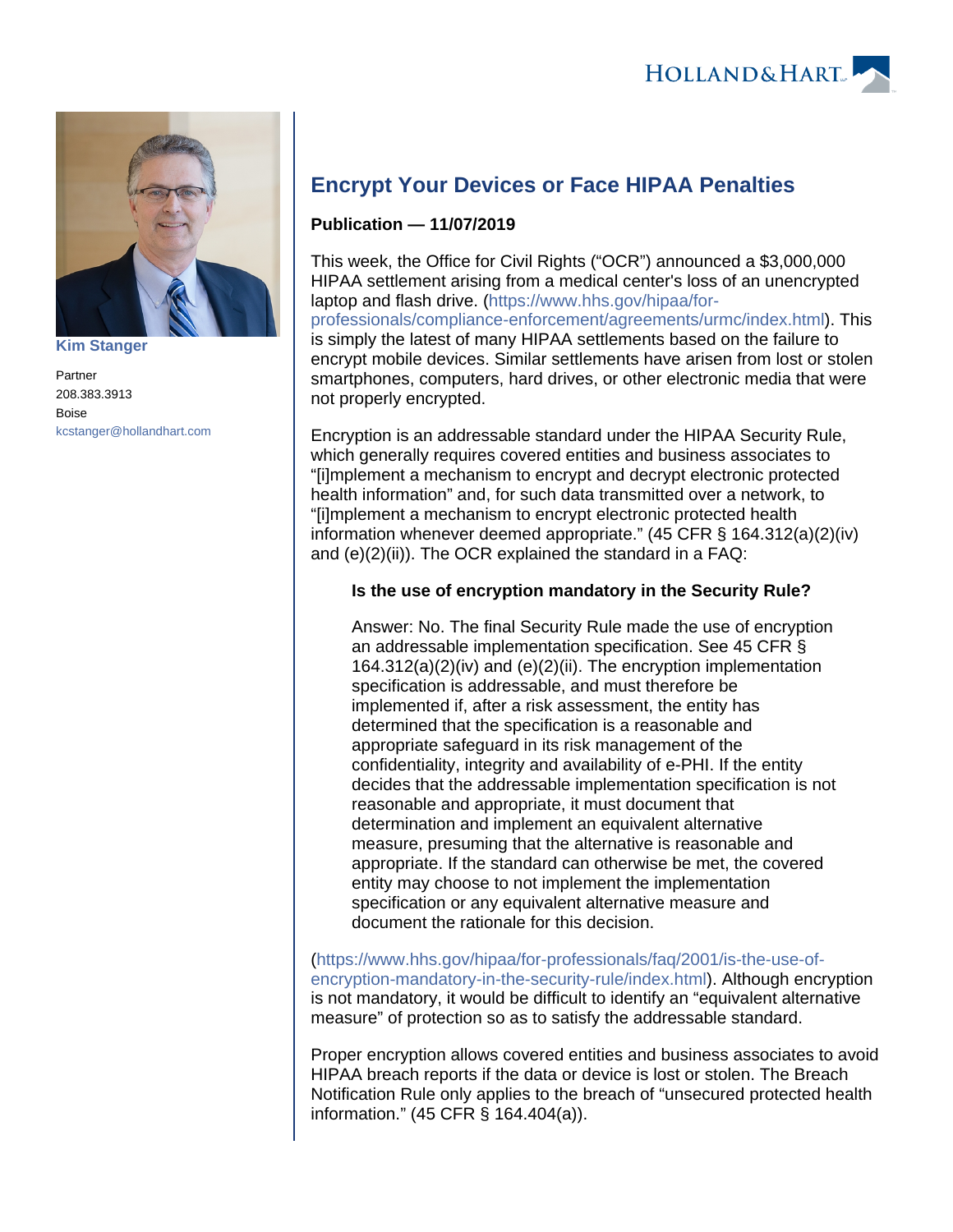Kim Stanger

Partner

208.383.3913

Boise

kcstanger@hollandhart.com

# Encrypt Your Devices or Face HIPAA Penalties

**Publication — 11/07/2019**

This week, the Office for Civil Rights ("OCR") announced a $3,000,000 HIPAA settlement arising from a medical center's loss of an unencrypted laptop and flash drive. (https://www.hhs.gov/hipaa/for-professionals/compliance-enforcement/agreements/urmc/index.html). This is simply the latest of many HIPAA settlements based on the failure to encrypt mobile devices. Similar settlements have arisen from lost or stolen smartphones, computers, hard drives, or other electronic media that were not properly encrypted.

Encryption is an addressable standard under the HIPAA Security Rule, which generally requires covered entities and business associates to "[i]mplement a mechanism to encrypt and decrypt electronic protected health information" and, for such data transmitted over a network, to "[i]mplement a mechanism to encrypt electronic protected health information whenever deemed appropriate." (45 CFR § 164.312(a)(2)(iv) and (e)(2)(ii)). The OCR explained the standard in a FAQ:

> **Is the use of encryption mandatory in the Security Rule?**
>
> Answer: No. The final Security Rule made the use of encryption an addressable implementation specification. See 45 CFR § 164.312(a)(2)(iv) and (e)(2)(ii). The encryption implementation specification is addressable, and must therefore be implemented if, after a risk assessment, the entity has determined that the specification is a reasonable and appropriate safeguard in its risk management of the confidentiality, integrity and availability of e-PHI. If the entity decides that the addressable implementation specification is not reasonable and appropriate, it must document that determination and implement an equivalent alternative measure, presuming that the alternative is reasonable and appropriate. If the standard can otherwise be met, the covered entity may choose to not implement the implementation specification or any equivalent alternative measure and document the rationale for this decision.

(https://www.hhs.gov/hipaa/for-professionals/faq/2001/is-the-use-of-encryption-mandatory-in-the-security-rule/index.html). Although encryption is not mandatory, it would be difficult to identify an "equivalent alternative measure" of protection so as to satisfy the addressable standard.

Proper encryption allows covered entities and business associates to avoid HIPAA breach reports if the data or device is lost or stolen. The Breach Notification Rule only applies to the breach of "unsecured protected health information." (45 CFR § 164.404(a)).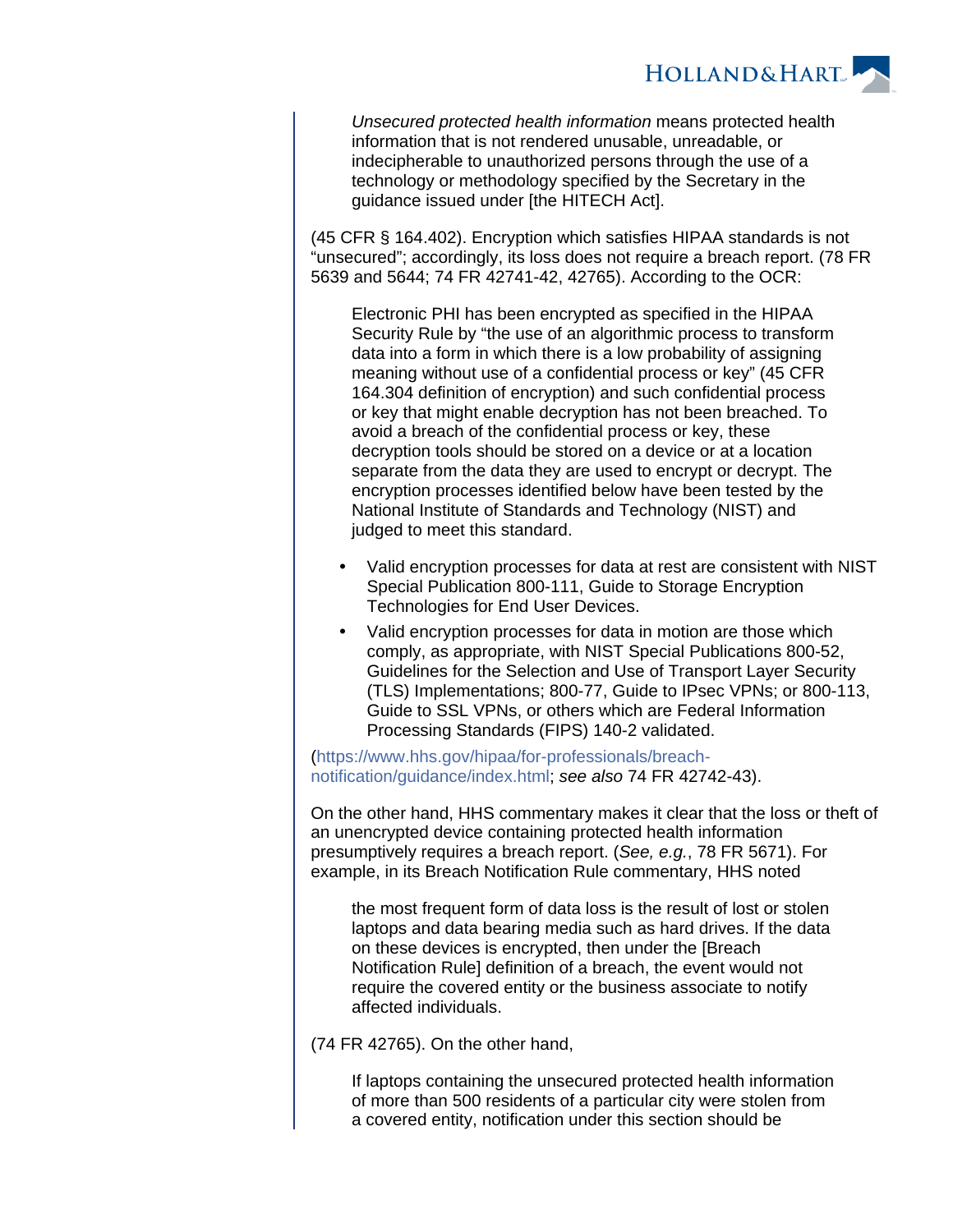> *Unsecured protected health information* means protected health information that is not rendered unusable, unreadable, or indecipherable to unauthorized persons through the use of a technology or methodology specified by the Secretary in the guidance issued under [the HITECH Act].

(45 CFR § 164.402). Encryption which satisfies HIPAA standards is not "unsecured"; accordingly, its loss does not require a breach report. (78 FR 5639 and 5644; 74 FR 42741-42, 42765). According to the OCR:

> Electronic PHI has been encrypted as specified in the HIPAA Security Rule by "the use of an algorithmic process to transform data into a form in which there is a low probability of assigning meaning without use of a confidential process or key" (45 CFR 164.304 definition of encryption) and such confidential process or key that might enable decryption has not been breached. To avoid a breach of the confidential process or key, these decryption tools should be stored on a device or at a location separate from the data they are used to encrypt or decrypt. The encryption processes identified below have been tested by the National Institute of Standards and Technology (NIST) and judged to meet this standard.
>
> - Valid encryption processes for data at rest are consistent with NIST Special Publication 800-111, Guide to Storage Encryption Technologies for End User Devices.
> - Valid encryption processes for data in motion are those which comply, as appropriate, with NIST Special Publications 800-52, Guidelines for the Selection and Use of Transport Layer Security (TLS) Implementations; 800-77, Guide to IPsec VPNs; or 800-113, Guide to SSL VPNs, or others which are Federal Information Processing Standards (FIPS) 140-2 validated.

(https://www.hhs.gov/hipaa/for-professionals/breach-notification/guidance/index.html; *see also* 74 FR 42742-43).

On the other hand, HHS commentary makes it clear that the loss or theft of an unencrypted device containing protected health information presumptively requires a breach report. (*See, e.g.*, 78 FR 5671). For example, in its Breach Notification Rule commentary, HHS noted

> the most frequent form of data loss is the result of lost or stolen laptops and data bearing media such as hard drives. If the data on these devices is encrypted, then under the [Breach Notification Rule] definition of a breach, the event would not require the covered entity or the business associate to notify affected individuals.

(74 FR 42765). On the other hand,

> If laptops containing the unsecured protected health information of more than 500 residents of a particular city were stolen from a covered entity, notification under this section should be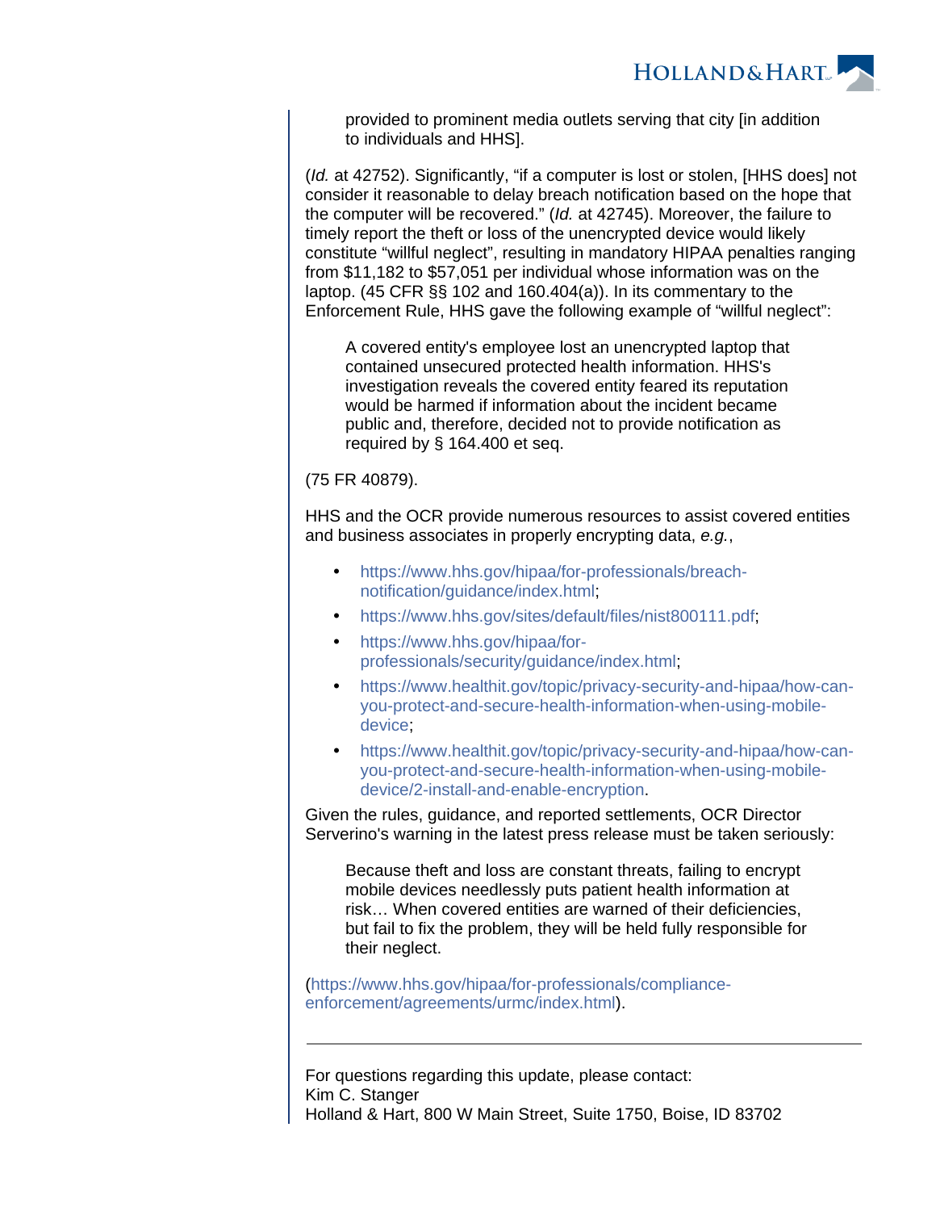> provided to prominent media outlets serving that city [in addition to individuals and HHS].

(*Id.* at 42752). Significantly, "if a computer is lost or stolen, [HHS does] not consider it reasonable to delay breach notification based on the hope that the computer will be recovered." (*Id.* at 42745). Moreover, the failure to timely report the theft or loss of the unencrypted device would likely constitute "willful neglect", resulting in mandatory HIPAA penalties ranging from $11,182 to $57,051 per individual whose information was on the laptop. (45 CFR §§ 102 and 160.404(a)). In its commentary to the Enforcement Rule, HHS gave the following example of "willful neglect":

> A covered entity's employee lost an unencrypted laptop that contained unsecured protected health information. HHS's investigation reveals the covered entity feared its reputation would be harmed if information about the incident became public and, therefore, decided not to provide notification as required by § 164.400 et seq.

(75 FR 40879).

HHS and the OCR provide numerous resources to assist covered entities and business associates in properly encrypting data, *e.g.*,

- https://www.hhs.gov/hipaa/for-professionals/breach-notification/guidance/index.html;
- https://www.hhs.gov/sites/default/files/nist800111.pdf;
- https://www.hhs.gov/hipaa/for-professionals/security/guidance/index.html;
- https://www.healthit.gov/topic/privacy-security-and-hipaa/how-can-you-protect-and-secure-health-information-when-using-mobile-device;
- https://www.healthit.gov/topic/privacy-security-and-hipaa/how-can-you-protect-and-secure-health-information-when-using-mobile-device/2-install-and-enable-encryption.

Given the rules, guidance, and reported settlements, OCR Director Serverino's warning in the latest press release must be taken seriously:

> Because theft and loss are constant threats, failing to encrypt mobile devices needlessly puts patient health information at risk… When covered entities are warned of their deficiencies, but fail to fix the problem, they will be held fully responsible for their neglect.

(https://www.hhs.gov/hipaa/for-professionals/compliance-enforcement/agreements/urmc/index.html).

---

For questions regarding this update, please contact:
Kim C. Stanger
Holland & Hart, 800 W Main Street, Suite 1750, Boise, ID 83702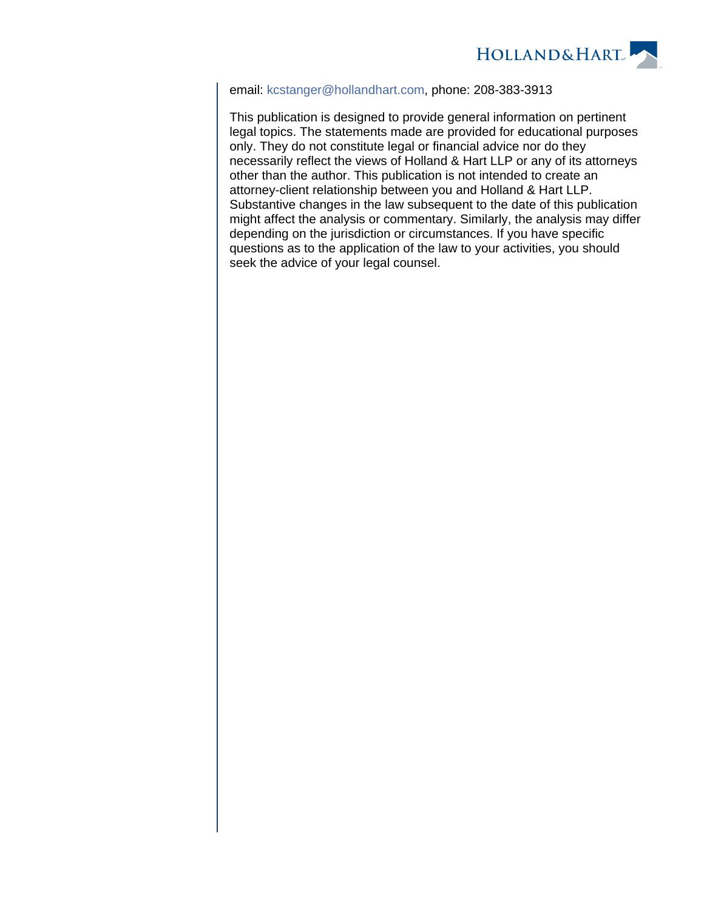email: kcstanger@hollandhart.com, phone: 208-383-3913

This publication is designed to provide general information on pertinent legal topics. The statements made are provided for educational purposes only. They do not constitute legal or financial advice nor do they necessarily reflect the views of Holland & Hart LLP or any of its attorneys other than the author. This publication is not intended to create an attorney-client relationship between you and Holland & Hart LLP. Substantive changes in the law subsequent to the date of this publication might affect the analysis or commentary. Similarly, the analysis may differ depending on the jurisdiction or circumstances. If you have specific questions as to the application of the law to your activities, you should seek the advice of your legal counsel.